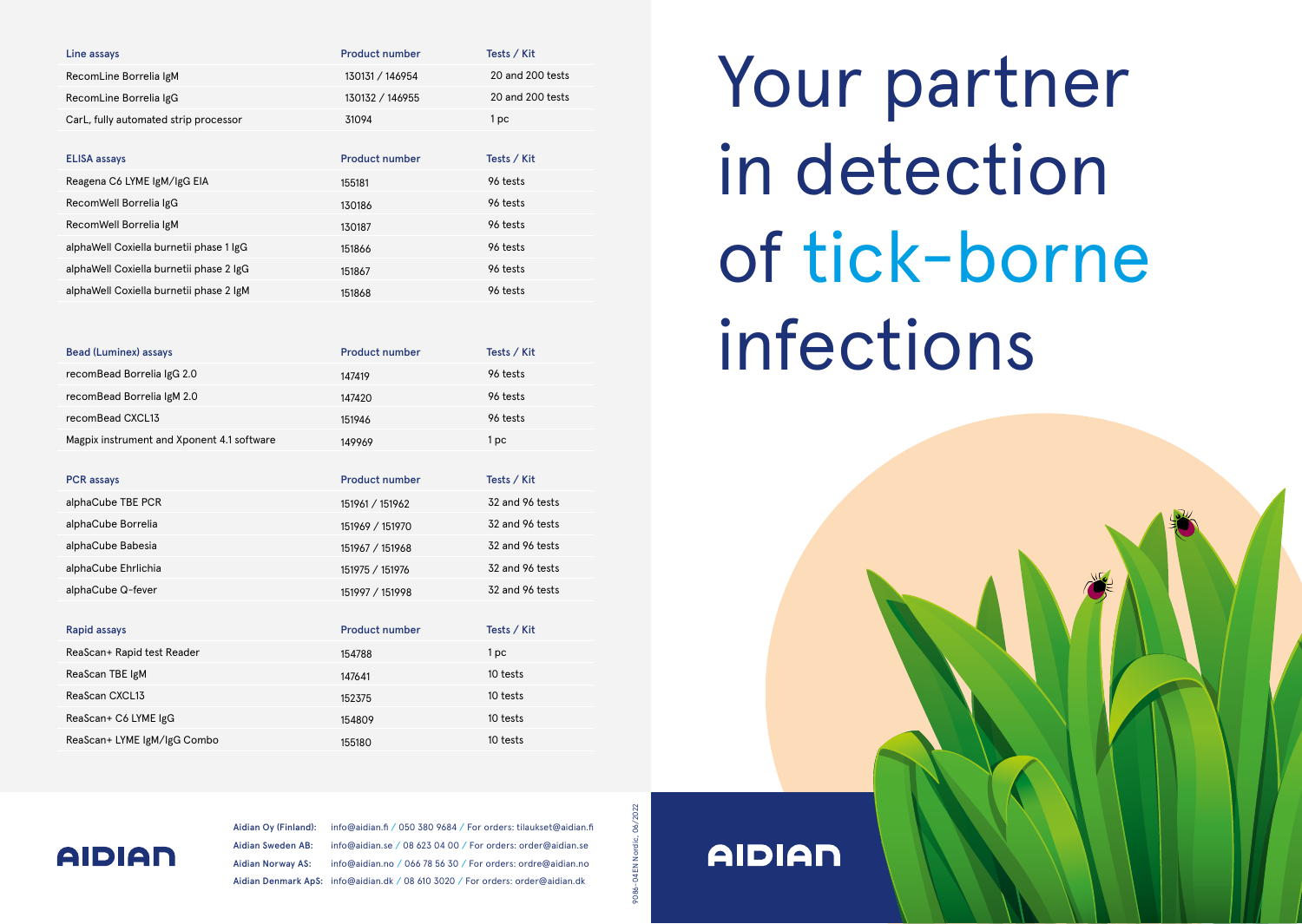# Your partner in detection of tick-borne infections

| Line assays | Product number | Tests / Kit |
|---|---|---|
| RecomLine Borrelia IgM | 130131 / 146954 | 20 and 200 tests |
| RecomLine Borrelia IgG | 130132 / 146955 | 20 and 200 tests |
| CarL, fully automated strip processor | 31094 | 1 pc |

| ELISA assays | Product number | Tests / Kit |
|---|---|---|
| Reagena C6 LYME IgM/IgG EIA | 155181 | 96 tests |
| RecomWell Borrelia IgG | 130186 | 96 tests |
| RecomWell Borrelia IgM | 130187 | 96 tests |
| alphaWell Coxiella burnetii phase 1 IgG | 151866 | 96 tests |
| alphaWell Coxiella burnetii phase 2 IgG | 151867 | 96 tests |
| alphaWell Coxiella burnetii phase 2 IgM | 151868 | 96 tests |

| Bead (Luminex) assays | Product number | Tests / Kit |
|---|---|---|
| recomBead Borrelia IgG 2.0 | 147419 | 96 tests |
| recomBead Borrelia IgM 2.0 | 147420 | 96 tests |
| recomBead CXCL13 | 151946 | 96 tests |
| Magpix instrument and Xponent 4.1 software | 149969 | 1 pc |

| PCR assays | Product number | Tests / Kit |
|---|---|---|
| alphaCube TBE PCR | 151961 / 151962 | 32 and 96 tests |
| alphaCube Borrelia | 151969 / 151970 | 32 and 96 tests |
| alphaCube Babesia | 151967 / 151968 | 32 and 96 tests |
| alphaCube Ehrlichia | 151975 / 151976 | 32 and 96 tests |
| alphaCube Q-fever | 151997 / 151998 | 32 and 96 tests |

| Rapid assays | Product number | Tests / Kit |
|---|---|---|
| ReaScan+ Rapid test Reader | 154788 | 1 pc |
| ReaScan TBE IgM | 147641 | 10 tests |
| ReaScan CXCL13 | 152375 | 10 tests |
| ReaScan+ C6 LYME IgG | 154809 | 10 tests |
| ReaScan+ LYME IgM/IgG Combo | 155180 | 10 tests |

AIDIAN

**Aidian Oy (Finland):** info@aidian.fi / 050 380 9684 / For orders: tilaukset@aidian.fi
**Aidian Sweden AB:** info@aidian.se / 08 623 04 00 / For orders: order@aidian.se
**Aidian Norway AS:** info@aidian.no / 066 78 56 30 / For orders: ordre@aidian.no
**Aidian Denmark ApS:** info@aidian.dk / 08 610 3020 / For orders: order@aidian.dk

9086-04EN Nordic, 06/2022

AIDIAN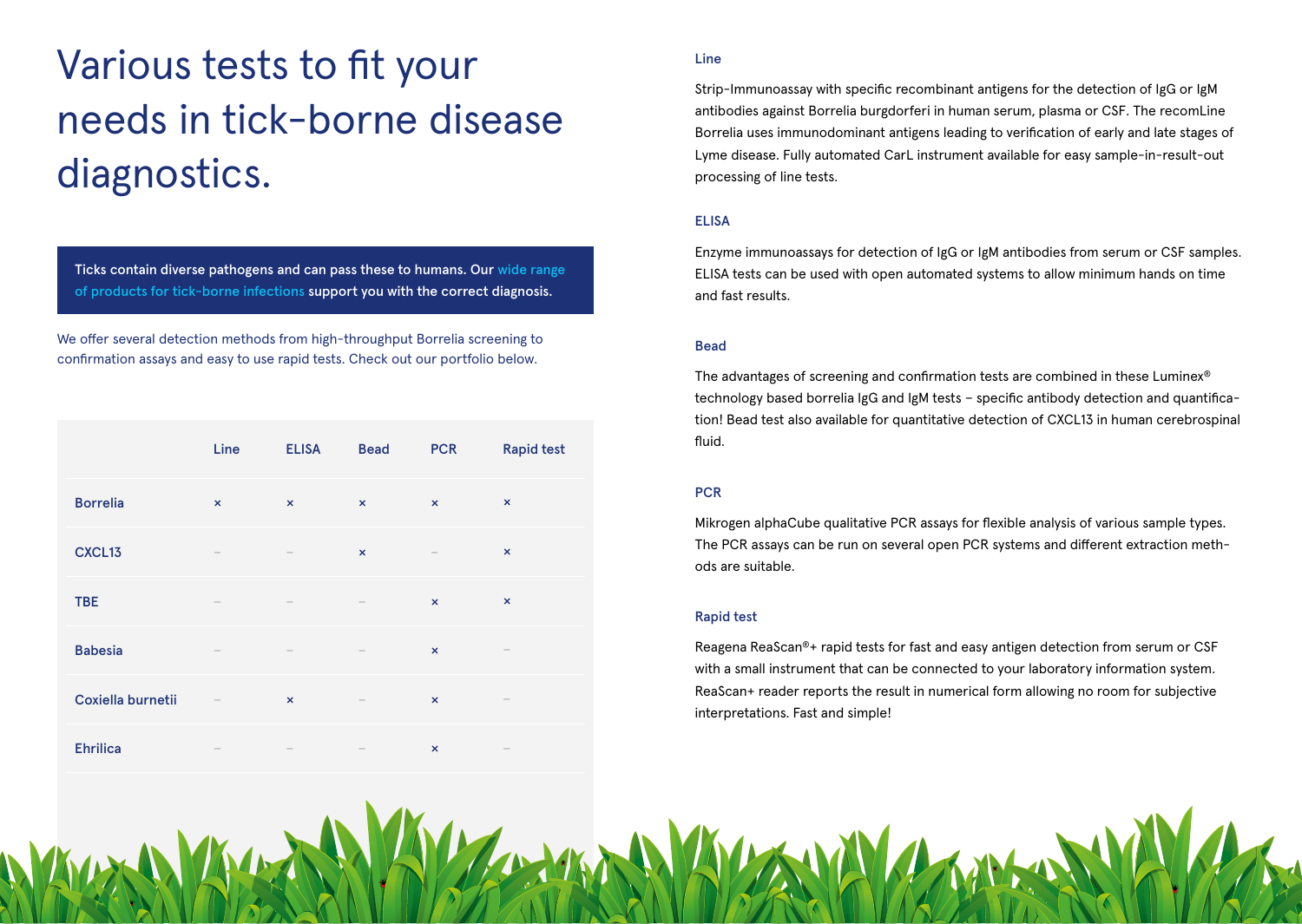# Various tests to fit your needs in tick-borne disease diagnostics.

**Ticks contain diverse pathogens and can pass these to humans. Our wide range of products for tick-borne infections support you with the correct diagnosis.**

We offer several detection methods from high-throughput Borrelia screening to confirmation assays and easy to use rapid tests. Check out our portfolio below.

| | Line | ELISA | Bead | PCR | Rapid test |
|---|---|---|---|---|---|
| Borrelia | × | × | × | × | × |
| CXCL13 | – | – | × | – | × |
| TBE | – | – | – | × | × |
| Babesia | – | – | – | × | – |
| Coxiella burnetii | – | × | – | × | – |
| Ehrilica | – | – | – | × | – |

### Line

Strip-Immunoassay with specific recombinant antigens for the detection of IgG or IgM antibodies against Borrelia burgdorferi in human serum, plasma or CSF. The recomLine Borrelia uses immunodominant antigens leading to verification of early and late stages of Lyme disease. Fully automated CarL instrument available for easy sample-in-result-out processing of line tests.

### ELISA

Enzyme immunoassays for detection of IgG or IgM antibodies from serum or CSF samples. ELISA tests can be used with open automated systems to allow minimum hands on time and fast results.

### Bead

The advantages of screening and confirmation tests are combined in these Luminex® technology based borrelia IgG and IgM tests – specific antibody detection and quantification! Bead test also available for quantitative detection of CXCL13 in human cerebrospinal fluid.

### PCR

Mikrogen alphaCube qualitative PCR assays for flexible analysis of various sample types. The PCR assays can be run on several open PCR systems and different extraction methods are suitable.

### Rapid test

Reagena ReaScan®+ rapid tests for fast and easy antigen detection from serum or CSF with a small instrument that can be connected to your laboratory information system. ReaScan+ reader reports the result in numerical form allowing no room for subjective interpretations. Fast and simple!